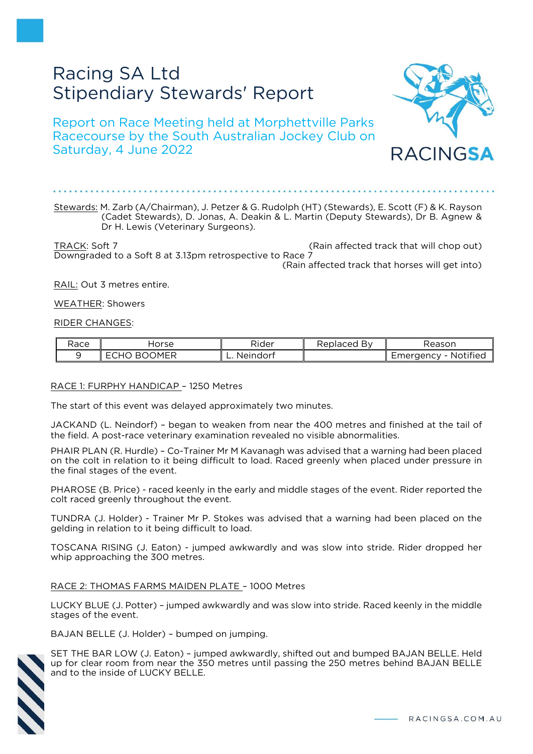# Racing SA Ltd
# Stipendiary Stewards' Report

## Report on Race Meeting held at Morphettville Parks Racecourse by the South Australian Jockey Club on Saturday, 4 June 2022

Stewards: M. Zarb (A/Chairman), J. Petzer & G. Rudolph (HT) (Stewards), E. Scott (F) & K. Rayson (Cadet Stewards), D. Jonas, A. Deakin & L. Martin (Deputy Stewards), Dr B. Agnew & Dr H. Lewis (Veterinary Surgeons).

TRACK: Soft 7 (Rain affected track that will chop out)
Downgraded to a Soft 8 at 3.13pm retrospective to Race 7 (Rain affected track that horses will get into)

RAIL: Out 3 metres entire.

WEATHER: Showers

RIDER CHANGES:

| Race | Horse | Rider | Replaced By | Reason |
|---|---|---|---|---|
| 9 | ECHO BOOMER | L. Neindorf | | Emergency - Notified |

RACE 1: FURPHY HANDICAP – 1250 Metres

The start of this event was delayed approximately two minutes.

JACKAND (L. Neindorf) – began to weaken from near the 400 metres and finished at the tail of the field. A post-race veterinary examination revealed no visible abnormalities.

PHAIR PLAN (R. Hurdle) – Co-Trainer Mr M Kavanagh was advised that a warning had been placed on the colt in relation to it being difficult to load. Raced greenly when placed under pressure in the final stages of the event.

PHAROSE (B. Price) - raced keenly in the early and middle stages of the event. Rider reported the colt raced greenly throughout the event.

TUNDRA (J. Holder) - Trainer Mr P. Stokes was advised that a warning had been placed on the gelding in relation to it being difficult to load.

TOSCANA RISING (J. Eaton) - jumped awkwardly and was slow into stride. Rider dropped her whip approaching the 300 metres.

RACE 2: THOMAS FARMS MAIDEN PLATE – 1000 Metres

LUCKY BLUE (J. Potter) – jumped awkwardly and was slow into stride. Raced keenly in the middle stages of the event.

BAJAN BELLE (J. Holder) – bumped on jumping.

SET THE BAR LOW (J. Eaton) – jumped awkwardly, shifted out and bumped BAJAN BELLE. Held up for clear room from near the 350 metres until passing the 250 metres behind BAJAN BELLE and to the inside of LUCKY BELLE.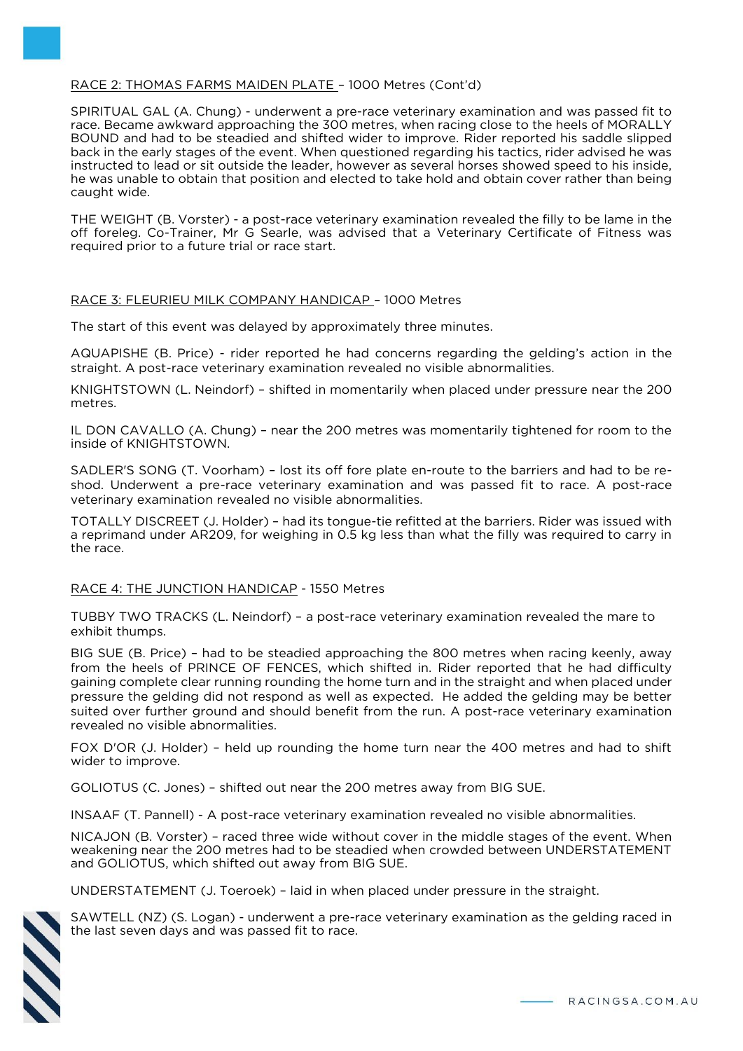RACE 2: THOMAS FARMS MAIDEN PLATE – 1000 Metres (Cont'd)

SPIRITUAL GAL (A. Chung) - underwent a pre-race veterinary examination and was passed fit to race. Became awkward approaching the 300 metres, when racing close to the heels of MORALLY BOUND and had to be steadied and shifted wider to improve. Rider reported his saddle slipped back in the early stages of the event. When questioned regarding his tactics, rider advised he was instructed to lead or sit outside the leader, however as several horses showed speed to his inside, he was unable to obtain that position and elected to take hold and obtain cover rather than being caught wide.

THE WEIGHT (B. Vorster) - a post-race veterinary examination revealed the filly to be lame in the off foreleg. Co-Trainer, Mr G Searle, was advised that a Veterinary Certificate of Fitness was required prior to a future trial or race start.

RACE 3: FLEURIEU MILK COMPANY HANDICAP – 1000 Metres

The start of this event was delayed by approximately three minutes.

AQUAPISHE (B. Price) - rider reported he had concerns regarding the gelding's action in the straight. A post-race veterinary examination revealed no visible abnormalities.

KNIGHTSTOWN (L. Neindorf) – shifted in momentarily when placed under pressure near the 200 metres.

IL DON CAVALLO (A. Chung) – near the 200 metres was momentarily tightened for room to the inside of KNIGHTSTOWN.

SADLER'S SONG (T. Voorham) – lost its off fore plate en-route to the barriers and had to be re-shod. Underwent a pre-race veterinary examination and was passed fit to race. A post-race veterinary examination revealed no visible abnormalities.

TOTALLY DISCREET (J. Holder) – had its tongue-tie refitted at the barriers. Rider was issued with a reprimand under AR209, for weighing in 0.5 kg less than what the filly was required to carry in the race.

RACE 4: THE JUNCTION HANDICAP - 1550 Metres

TUBBY TWO TRACKS (L. Neindorf) – a post-race veterinary examination revealed the mare to exhibit thumps.

BIG SUE (B. Price) – had to be steadied approaching the 800 metres when racing keenly, away from the heels of PRINCE OF FENCES, which shifted in. Rider reported that he had difficulty gaining complete clear running rounding the home turn and in the straight and when placed under pressure the gelding did not respond as well as expected. He added the gelding may be better suited over further ground and should benefit from the run. A post-race veterinary examination revealed no visible abnormalities.

FOX D'OR (J. Holder) – held up rounding the home turn near the 400 metres and had to shift wider to improve.

GOLIOTUS (C. Jones) – shifted out near the 200 metres away from BIG SUE.

INSAAF (T. Pannell) - A post-race veterinary examination revealed no visible abnormalities.

NICAJON (B. Vorster) – raced three wide without cover in the middle stages of the event. When weakening near the 200 metres had to be steadied when crowded between UNDERSTATEMENT and GOLIOTUS, which shifted out away from BIG SUE.

UNDERSTATEMENT (J. Toeroek) – laid in when placed under pressure in the straight.

SAWTELL (NZ) (S. Logan) - underwent a pre-race veterinary examination as the gelding raced in the last seven days and was passed fit to race.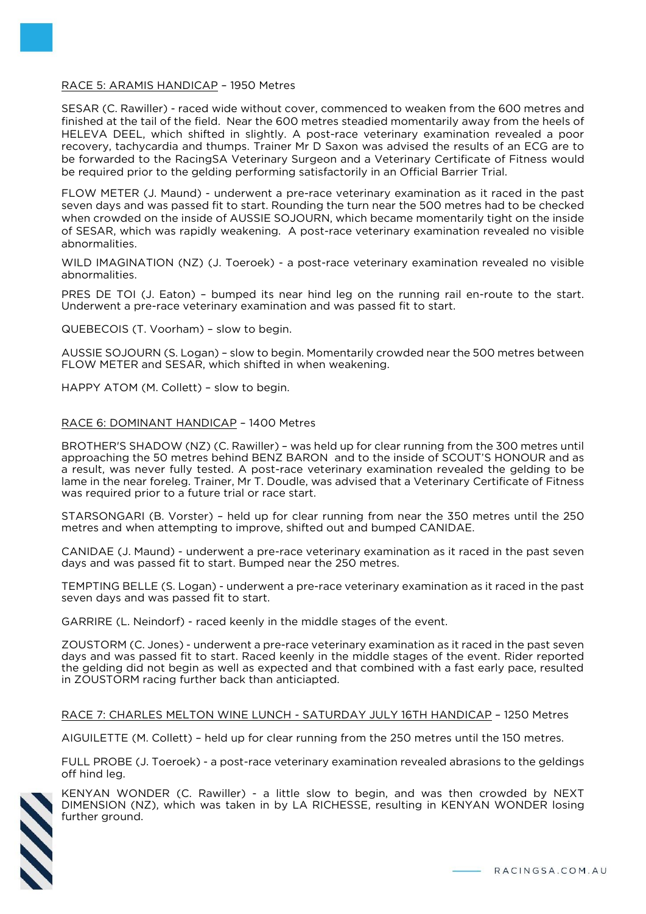RACE 5: ARAMIS HANDICAP – 1950 Metres

SESAR (C. Rawiller) - raced wide without cover, commenced to weaken from the 600 metres and finished at the tail of the field. Near the 600 metres steadied momentarily away from the heels of HELEVA DEEL, which shifted in slightly. A post-race veterinary examination revealed a poor recovery, tachycardia and thumps. Trainer Mr D Saxon was advised the results of an ECG are to be forwarded to the RacingSA Veterinary Surgeon and a Veterinary Certificate of Fitness would be required prior to the gelding performing satisfactorily in an Official Barrier Trial.

FLOW METER (J. Maund) - underwent a pre-race veterinary examination as it raced in the past seven days and was passed fit to start. Rounding the turn near the 500 metres had to be checked when crowded on the inside of AUSSIE SOJOURN, which became momentarily tight on the inside of SESAR, which was rapidly weakening. A post-race veterinary examination revealed no visible abnormalities.

WILD IMAGINATION (NZ) (J. Toeroek) - a post-race veterinary examination revealed no visible abnormalities.

PRES DE TOI (J. Eaton) – bumped its near hind leg on the running rail en-route to the start. Underwent a pre-race veterinary examination and was passed fit to start.

QUEBECOIS (T. Voorham) – slow to begin.

AUSSIE SOJOURN (S. Logan) – slow to begin. Momentarily crowded near the 500 metres between FLOW METER and SESAR, which shifted in when weakening.

HAPPY ATOM (M. Collett) – slow to begin.

RACE 6: DOMINANT HANDICAP – 1400 Metres

BROTHER'S SHADOW (NZ) (C. Rawiller) – was held up for clear running from the 300 metres until approaching the 50 metres behind BENZ BARON and to the inside of SCOUT'S HONOUR and as a result, was never fully tested. A post-race veterinary examination revealed the gelding to be lame in the near foreleg. Trainer, Mr T. Doudle, was advised that a Veterinary Certificate of Fitness was required prior to a future trial or race start.

STARSONGARI (B. Vorster) – held up for clear running from near the 350 metres until the 250 metres and when attempting to improve, shifted out and bumped CANIDAE.

CANIDAE (J. Maund) - underwent a pre-race veterinary examination as it raced in the past seven days and was passed fit to start. Bumped near the 250 metres.

TEMPTING BELLE (S. Logan) - underwent a pre-race veterinary examination as it raced in the past seven days and was passed fit to start.

GARRIRE (L. Neindorf) - raced keenly in the middle stages of the event.

ZOUSTORM (C. Jones) - underwent a pre-race veterinary examination as it raced in the past seven days and was passed fit to start. Raced keenly in the middle stages of the event. Rider reported the gelding did not begin as well as expected and that combined with a fast early pace, resulted in ZOUSTORM racing further back than anticiapted.

RACE 7: CHARLES MELTON WINE LUNCH - SATURDAY JULY 16TH HANDICAP – 1250 Metres

AIGUILETTE (M. Collett) – held up for clear running from the 250 metres until the 150 metres.

FULL PROBE (J. Toeroek) - a post-race veterinary examination revealed abrasions to the geldings off hind leg.

KENYAN WONDER (C. Rawiller) - a little slow to begin, and was then crowded by NEXT DIMENSION (NZ), which was taken in by LA RICHESSE, resulting in KENYAN WONDER losing further ground.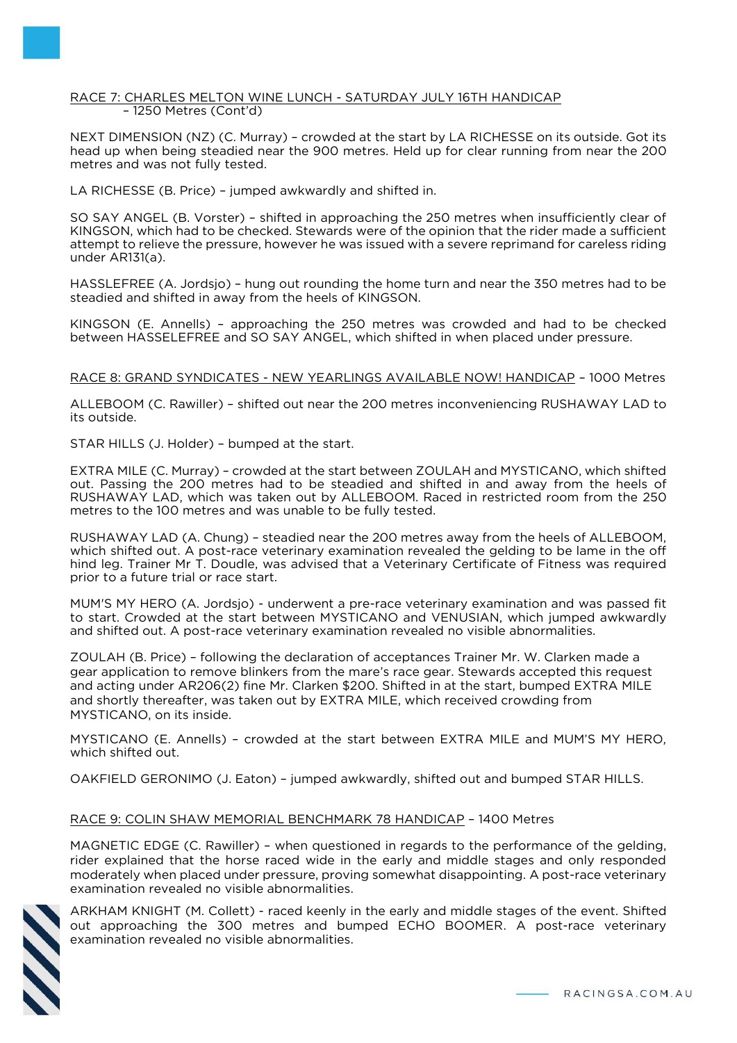RACE 7: CHARLES MELTON WINE LUNCH - SATURDAY JULY 16TH HANDICAP – 1250 Metres (Cont'd)

NEXT DIMENSION (NZ) (C. Murray) – crowded at the start by LA RICHESSE on its outside. Got its head up when being steadied near the 900 metres. Held up for clear running from near the 200 metres and was not fully tested.

LA RICHESSE (B. Price) – jumped awkwardly and shifted in.

SO SAY ANGEL (B. Vorster) – shifted in approaching the 250 metres when insufficiently clear of KINGSON, which had to be checked. Stewards were of the opinion that the rider made a sufficient attempt to relieve the pressure, however he was issued with a severe reprimand for careless riding under AR131(a).

HASSLEFREE (A. Jordsjo) – hung out rounding the home turn and near the 350 metres had to be steadied and shifted in away from the heels of KINGSON.

KINGSON (E. Annells) – approaching the 250 metres was crowded and had to be checked between HASSELEFREE and SO SAY ANGEL, which shifted in when placed under pressure.

RACE 8: GRAND SYNDICATES - NEW YEARLINGS AVAILABLE NOW! HANDICAP – 1000 Metres

ALLEBOOM (C. Rawiller) – shifted out near the 200 metres inconveniencing RUSHAWAY LAD to its outside.

STAR HILLS (J. Holder) – bumped at the start.

EXTRA MILE (C. Murray) – crowded at the start between ZOULAH and MYSTICANO, which shifted out. Passing the 200 metres had to be steadied and shifted in and away from the heels of RUSHAWAY LAD, which was taken out by ALLEBOOM. Raced in restricted room from the 250 metres to the 100 metres and was unable to be fully tested.

RUSHAWAY LAD (A. Chung) – steadied near the 200 metres away from the heels of ALLEBOOM, which shifted out. A post-race veterinary examination revealed the gelding to be lame in the off hind leg. Trainer Mr T. Doudle, was advised that a Veterinary Certificate of Fitness was required prior to a future trial or race start.

MUM'S MY HERO (A. Jordsjo) - underwent a pre-race veterinary examination and was passed fit to start. Crowded at the start between MYSTICANO and VENUSIAN, which jumped awkwardly and shifted out. A post-race veterinary examination revealed no visible abnormalities.

ZOULAH (B. Price) – following the declaration of acceptances Trainer Mr. W. Clarken made a gear application to remove blinkers from the mare's race gear. Stewards accepted this request and acting under AR206(2) fine Mr. Clarken $200. Shifted in at the start, bumped EXTRA MILE and shortly thereafter, was taken out by EXTRA MILE, which received crowding from MYSTICANO, on its inside.

MYSTICANO (E. Annells) – crowded at the start between EXTRA MILE and MUM'S MY HERO, which shifted out.

OAKFIELD GERONIMO (J. Eaton) – jumped awkwardly, shifted out and bumped STAR HILLS.

RACE 9: COLIN SHAW MEMORIAL BENCHMARK 78 HANDICAP – 1400 Metres

MAGNETIC EDGE (C. Rawiller) – when questioned in regards to the performance of the gelding, rider explained that the horse raced wide in the early and middle stages and only responded moderately when placed under pressure, proving somewhat disappointing. A post-race veterinary examination revealed no visible abnormalities.

ARKHAM KNIGHT (M. Collett) - raced keenly in the early and middle stages of the event. Shifted out approaching the 300 metres and bumped ECHO BOOMER. A post-race veterinary examination revealed no visible abnormalities.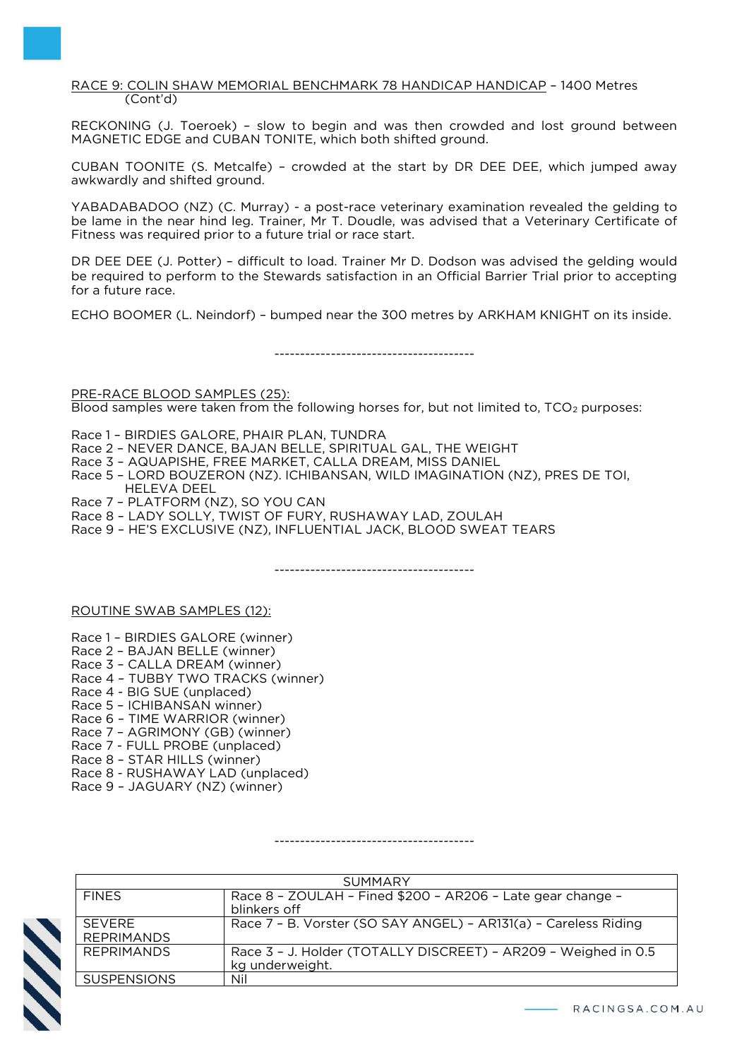RACE 9: COLIN SHAW MEMORIAL BENCHMARK 78 HANDICAP HANDICAP – 1400 Metres (Cont'd)

RECKONING (J. Toeroek) – slow to begin and was then crowded and lost ground between MAGNETIC EDGE and CUBAN TONITE, which both shifted ground.

CUBAN TOONITE (S. Metcalfe) – crowded at the start by DR DEE DEE, which jumped away awkwardly and shifted ground.

YABADABADOO (NZ) (C. Murray) - a post-race veterinary examination revealed the gelding to be lame in the near hind leg. Trainer, Mr T. Doudle, was advised that a Veterinary Certificate of Fitness was required prior to a future trial or race start.

DR DEE DEE (J. Potter) – difficult to load. Trainer Mr D. Dodson was advised the gelding would be required to perform to the Stewards satisfaction in an Official Barrier Trial prior to accepting for a future race.

ECHO BOOMER (L. Neindorf) – bumped near the 300 metres by ARKHAM KNIGHT on its inside.

---------------------------------------

PRE-RACE BLOOD SAMPLES (25):
Blood samples were taken from the following horses for, but not limited to, $TCO_2$ purposes:

Race 1 – BIRDIES GALORE, PHAIR PLAN, TUNDRA
Race 2 – NEVER DANCE, BAJAN BELLE, SPIRITUAL GAL, THE WEIGHT
Race 3 – AQUAPISHE, FREE MARKET, CALLA DREAM, MISS DANIEL
Race 5 – LORD BOUZERON (NZ). ICHIBANSAN, WILD IMAGINATION (NZ), PRES DE TOI, HELEVA DEEL
Race 7 – PLATFORM (NZ), SO YOU CAN
Race 8 – LADY SOLLY, TWIST OF FURY, RUSHAWAY LAD, ZOULAH
Race 9 – HE'S EXCLUSIVE (NZ), INFLUENTIAL JACK, BLOOD SWEAT TEARS

---------------------------------------

ROUTINE SWAB SAMPLES (12):

Race 1 – BIRDIES GALORE (winner)
Race 2 – BAJAN BELLE (winner)
Race 3 – CALLA DREAM (winner)
Race 4 – TUBBY TWO TRACKS (winner)
Race 4 - BIG SUE (unplaced)
Race 5 – ICHIBANSAN winner)
Race 6 – TIME WARRIOR (winner)
Race 7 – AGRIMONY (GB) (winner)
Race 7 - FULL PROBE (unplaced)
Race 8 – STAR HILLS (winner)
Race 8 - RUSHAWAY LAD (unplaced)
Race 9 – JAGUARY (NZ) (winner)

---------------------------------------

| SUMMARY | |
|---|---|
| FINES | Race 8 – ZOULAH – Fined $200 – AR206 – Late gear change – blinkers off |
| SEVERE REPRIMANDS | Race 7 – B. Vorster (SO SAY ANGEL) – AR131(a) – Careless Riding |
| REPRIMANDS | Race 3 – J. Holder (TOTALLY DISCREET) – AR209 – Weighed in 0.5 kg underweight. |
| SUSPENSIONS | Nil |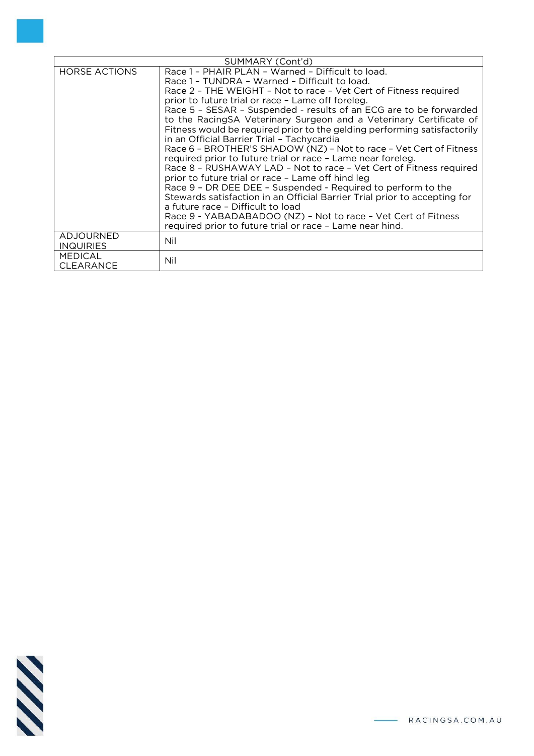| SUMMARY (Cont'd) | |
|---|---|
| HORSE ACTIONS | Race 1 – PHAIR PLAN – Warned – Difficult to load.<br>Race 1 – TUNDRA – Warned – Difficult to load.<br>Race 2 – THE WEIGHT – Not to race – Vet Cert of Fitness required prior to future trial or race – Lame off foreleg.<br>Race 5 – SESAR – Suspended - results of an ECG are to be forwarded to the RacingSA Veterinary Surgeon and a Veterinary Certificate of Fitness would be required prior to the gelding performing satisfactorily in an Official Barrier Trial – Tachycardia<br>Race 6 – BROTHER'S SHADOW (NZ) – Not to race – Vet Cert of Fitness required prior to future trial or race – Lame near foreleg.<br>Race 8 – RUSHAWAY LAD – Not to race – Vet Cert of Fitness required prior to future trial or race – Lame off hind leg<br>Race 9 – DR DEE DEE – Suspended - Required to perform to the Stewards satisfaction in an Official Barrier Trial prior to accepting for a future race – Difficult to load<br>Race 9 - YABADABADOO (NZ) – Not to race – Vet Cert of Fitness required prior to future trial or race – Lame near hind. |
| ADJOURNED INQUIRIES | Nil |
| MEDICAL CLEARANCE | Nil |